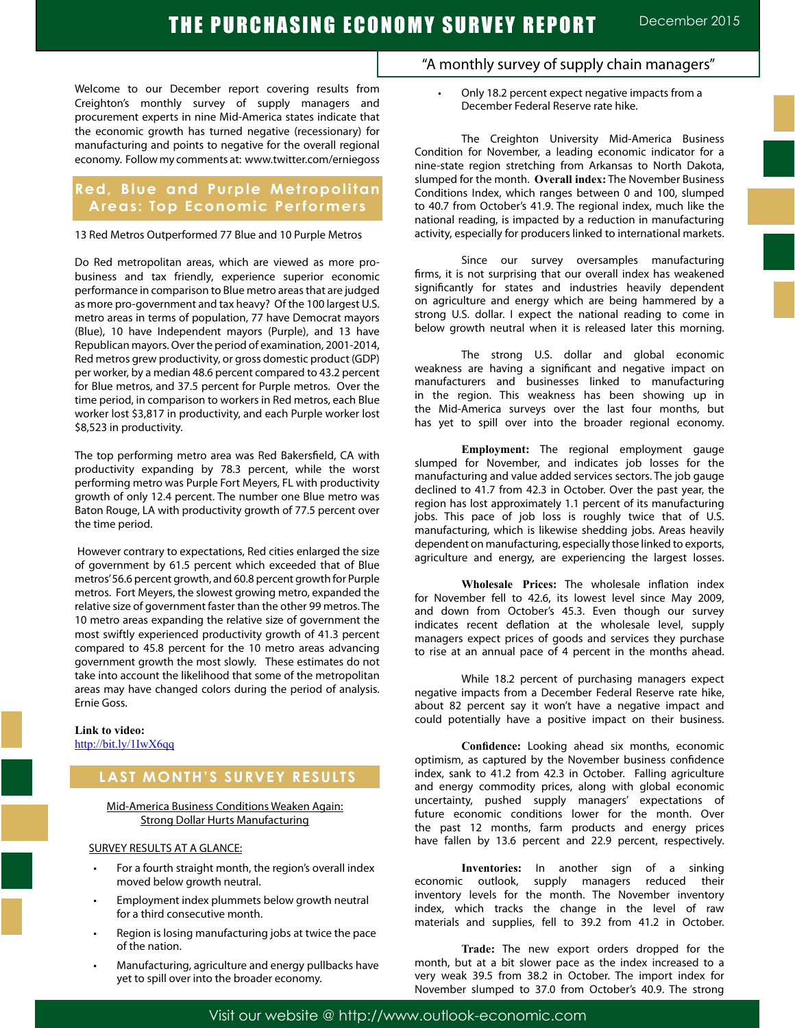# THE PURCHASING ECONOMY SURVEY REPORT

December 2015

"A monthly survey of supply chain managers"

Welcome to our December report covering results from Creighton's monthly survey of supply managers and procurement experts in nine Mid-America states indicate that the economic growth has turned negative (recessionary) for manufacturing and points to negative for the overall regional economy. Follow my comments at: www.twitter.com/erniegoss

## Red, Blue and Purple Metropolitan Areas: Top Economic Performers

13 Red Metros Outperformed 77 Blue and 10 Purple Metros

Do Red metropolitan areas, which are viewed as more pro-business and tax friendly, experience superior economic performance in comparison to Blue metro areas that are judged as more pro-government and tax heavy? Of the 100 largest U.S. metro areas in terms of population, 77 have Democrat mayors (Blue), 10 have Independent mayors (Purple), and 13 have Republican mayors. Over the period of examination, 2001-2014, Red metros grew productivity, or gross domestic product (GDP) per worker, by a median 48.6 percent compared to 43.2 percent for Blue metros, and 37.5 percent for Purple metros. Over the time period, in comparison to workers in Red metros, each Blue worker lost $3,817 in productivity, and each Purple worker lost $8,523 in productivity.

The top performing metro area was Red Bakersfield, CA with productivity expanding by 78.3 percent, while the worst performing metro was Purple Fort Meyers, FL with productivity growth of only 12.4 percent. The number one Blue metro was Baton Rouge, LA with productivity growth of 77.5 percent over the time period.

However contrary to expectations, Red cities enlarged the size of government by 61.5 percent which exceeded that of Blue metros' 56.6 percent growth, and 60.8 percent growth for Purple metros. Fort Meyers, the slowest growing metro, expanded the relative size of government faster than the other 99 metros. The 10 metro areas expanding the relative size of government the most swiftly experienced productivity growth of 41.3 percent compared to 45.8 percent for the 10 metro areas advancing government growth the most slowly. These estimates do not take into account the likelihood that some of the metropolitan areas may have changed colors during the period of analysis. Ernie Goss.

**Link to video:**
http://bit.ly/1IwX6qq

## LAST MONTH'S SURVEY RESULTS

Mid-America Business Conditions Weaken Again: Strong Dollar Hurts Manufacturing

SURVEY RESULTS AT A GLANCE:

- For a fourth straight month, the region's overall index moved below growth neutral.
- Employment index plummets below growth neutral for a third consecutive month.
- Region is losing manufacturing jobs at twice the pace of the nation.
- Manufacturing, agriculture and energy pullbacks have yet to spill over into the broader economy.
- Only 18.2 percent expect negative impacts from a December Federal Reserve rate hike.

The Creighton University Mid-America Business Condition for November, a leading economic indicator for a nine-state region stretching from Arkansas to North Dakota, slumped for the month. **Overall index:** The November Business Conditions Index, which ranges between 0 and 100, slumped to 40.7 from October's 41.9. The regional index, much like the national reading, is impacted by a reduction in manufacturing activity, especially for producers linked to international markets.

Since our survey oversamples manufacturing firms, it is not surprising that our overall index has weakened significantly for states and industries heavily dependent on agriculture and energy which are being hammered by a strong U.S. dollar. I expect the national reading to come in below growth neutral when it is released later this morning.

The strong U.S. dollar and global economic weakness are having a significant and negative impact on manufacturers and businesses linked to manufacturing in the region. This weakness has been showing up in the Mid-America surveys over the last four months, but has yet to spill over into the broader regional economy.

**Employment:** The regional employment gauge slumped for November, and indicates job losses for the manufacturing and value added services sectors. The job gauge declined to 41.7 from 42.3 in October. Over the past year, the region has lost approximately 1.1 percent of its manufacturing jobs. This pace of job loss is roughly twice that of U.S. manufacturing, which is likewise shedding jobs. Areas heavily dependent on manufacturing, especially those linked to exports, agriculture and energy, are experiencing the largest losses.

**Wholesale Prices:** The wholesale inflation index for November fell to 42.6, its lowest level since May 2009, and down from October's 45.3. Even though our survey indicates recent deflation at the wholesale level, supply managers expect prices of goods and services they purchase to rise at an annual pace of 4 percent in the months ahead.

While 18.2 percent of purchasing managers expect negative impacts from a December Federal Reserve rate hike, about 82 percent say it won't have a negative impact and could potentially have a positive impact on their business.

**Confidence:** Looking ahead six months, economic optimism, as captured by the November business confidence index, sank to 41.2 from 42.3 in October. Falling agriculture and energy commodity prices, along with global economic uncertainty, pushed supply managers' expectations of future economic conditions lower for the month. Over the past 12 months, farm products and energy prices have fallen by 13.6 percent and 22.9 percent, respectively.

**Inventories:** In another sign of a sinking economic outlook, supply managers reduced their inventory levels for the month. The November inventory index, which tracks the change in the level of raw materials and supplies, fell to 39.2 from 41.2 in October.

**Trade:** The new export orders dropped for the month, but at a bit slower pace as the index increased to a very weak 39.5 from 38.2 in October. The import index for November slumped to 37.0 from October's 40.9. The strong

Visit our website @ http://www.outlook-economic.com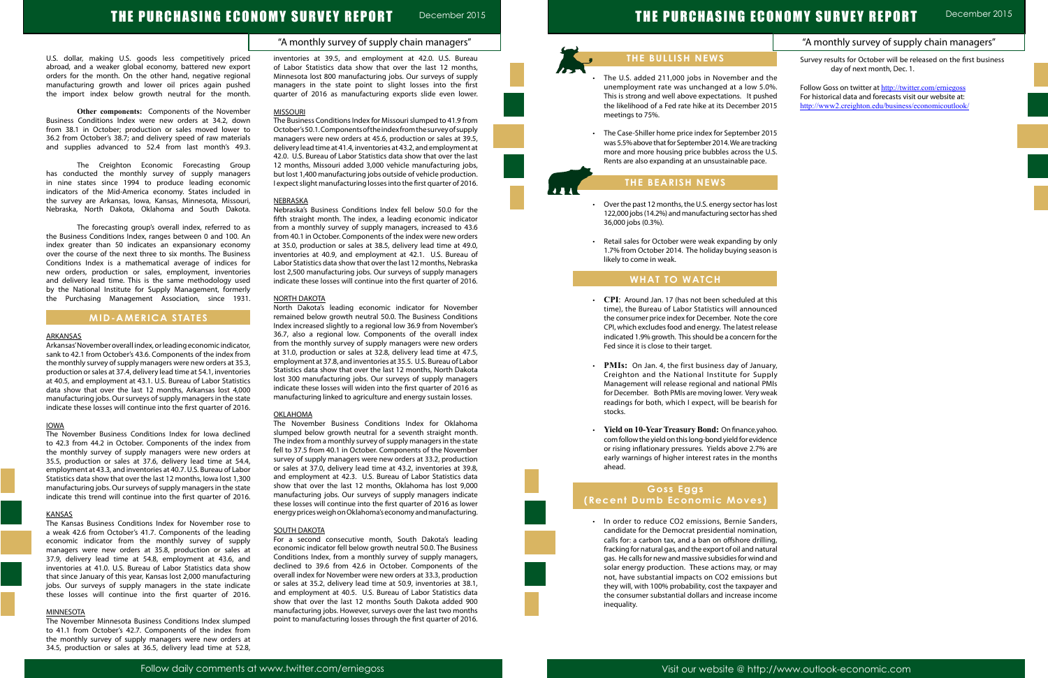U.S. dollar, making U.S. goods less competitively priced abroad, and a weaker global economy, battered new export orders for the month. On the other hand, negative regional manufacturing growth and lower oil prices again pushed the import index below growth neutral for the month.

**Other components:** Components of the November Business Conditions Index were new orders at 34.2, down from 38.1 in October; production or sales moved lower to 36.2 from October's 38.7; and delivery speed of raw materials and supplies advanced to 52.4 from last month's 49.3.

The Creighton Economic Forecasting Group has conducted the monthly survey of supply managers in nine states since 1994 to produce leading economic indicators of the Mid-America economy. States included in the survey are Arkansas, Iowa, Kansas, Minnesota, Missouri, Nebraska, North Dakota, Oklahoma and South Dakota.

The forecasting group's overall index, referred to as the Business Conditions Index, ranges between 0 and 100. An index greater than 50 indicates an expansionary economy over the course of the next three to six months. The Business Conditions Index is a mathematical average of indices for new orders, production or sales, employment, inventories and delivery lead time. This is the same methodology used by the National Institute for Supply Management, formerly the Purchasing Management Association, since 1931.

## MID-AMERICA STATES

### ARKANSAS

Arkansas' November overall index, or leading economic indicator, sank to 42.1 from October's 43.6. Components of the index from the monthly survey of supply managers were new orders at 35.3, production or sales at 37.4, delivery lead time at 54.1, inventories at 40.5, and employment at 43.1. U.S. Bureau of Labor Statistics data show that over the last 12 months, Arkansas lost 4,000 manufacturing jobs. Our surveys of supply managers in the state indicate these losses will continue into the first quarter of 2016.

### IOWA

The November Business Conditions Index for Iowa declined to 42.3 from 44.2 in October. Components of the index from the monthly survey of supply managers were new orders at 35.5, production or sales at 37.6, delivery lead time at 54.4, employment at 43.3, and inventories at 40.7. U.S. Bureau of Labor Statistics data show that over the last 12 months, Iowa lost 1,300 manufacturing jobs. Our surveys of supply managers in the state indicate this trend will continue into the first quarter of 2016.

### KANSAS

The Kansas Business Conditions Index for November rose to a weak 42.6 from October's 41.7. Components of the leading economic indicator from the monthly survey of supply managers were new orders at 35.8, production or sales at 37.9, delivery lead time at 54.8, employment at 43.6, and inventories at 41.0. U.S. Bureau of Labor Statistics data show that since January of this year, Kansas lost 2,000 manufacturing jobs. Our surveys of supply managers in the state indicate these losses will continue into the first quarter of 2016.

### MINNESOTA

The November Minnesota Business Conditions Index slumped to 41.1 from October's 42.7. Components of the index from the monthly survey of supply managers were new orders at 34.5, production or sales at 36.5, delivery lead time at 52.8, inventories at 39.5, and employment at 42.0. U.S. Bureau of Labor Statistics data show that over the last 12 months, Minnesota lost 800 manufacturing jobs. Our surveys of supply managers in the state point to slight losses into the first quarter of 2016 as manufacturing exports slide even lower.

### MISSOURI

The Business Conditions Index for Missouri slumped to 41.9 from October's 50.1. Components of the index from the survey of supply managers were new orders at 45.6, production or sales at 39.5, delivery lead time at 41.4, inventories at 43.2, and employment at 42.0. U.S. Bureau of Labor Statistics data show that over the last 12 months, Missouri added 3,000 vehicle manufacturing jobs, but lost 1,400 manufacturing jobs outside of vehicle production. I expect slight manufacturing losses into the first quarter of 2016.

### NEBRASKA

Nebraska's Business Conditions Index fell below 50.0 for the fifth straight month. The index, a leading economic indicator from a monthly survey of supply managers, increased to 43.6 from 40.1 in October. Components of the index were new orders at 35.0, production or sales at 38.5, delivery lead time at 49.0, inventories at 40.9, and employment at 42.1. U.S. Bureau of Labor Statistics data show that over the last 12 months, Nebraska lost 2,500 manufacturing jobs. Our surveys of supply managers indicate these losses will continue into the first quarter of 2016.

### NORTH DAKOTA

North Dakota's leading economic indicator for November remained below growth neutral 50.0. The Business Conditions Index increased slightly to a regional low 36.9 from November's 36.7, also a regional low. Components of the overall index from the monthly survey of supply managers were new orders at 31.0, production or sales at 32.8, delivery lead time at 47.5, employment at 37.8, and inventories at 35.5. U.S. Bureau of Labor Statistics data show that over the last 12 months, North Dakota lost 300 manufacturing jobs. Our surveys of supply managers indicate these losses will widen into the first quarter of 2016 as manufacturing linked to agriculture and energy sustain losses.

### OKLAHOMA

The November Business Conditions Index for Oklahoma slumped below growth neutral for a seventh straight month. The index from a monthly survey of supply managers in the state fell to 37.5 from 40.1 in October. Components of the November survey of supply managers were new orders at 33.2, production or sales at 37.0, delivery lead time at 43.2, inventories at 39.8, and employment at 42.3. U.S. Bureau of Labor Statistics data show that over the last 12 months, Oklahoma has lost 9,000 manufacturing jobs. Our surveys of supply managers indicate these losses will continue into the first quarter of 2016 as lower energy prices weigh on Oklahoma's economy and manufacturing.

### SOUTH DAKOTA

For a second consecutive month, South Dakota's leading economic indicator fell below growth neutral 50.0. The Business Conditions Index, from a monthly survey of supply managers, declined to 39.6 from 42.6 in October. Components of the overall index for November were new orders at 33.3, production or sales at 35.2, delivery lead time at 50.9, inventories at 38.1, and employment at 40.5. U.S. Bureau of Labor Statistics data show that over the last 12 months South Dakota added 900 manufacturing jobs. However, surveys over the last two months point to manufacturing losses through the first quarter of 2016.

## THE BULLISH NEWS

- The U.S. added 211,000 jobs in November and the unemployment rate was unchanged at a low 5.0%. This is strong and well above expectations. It pushed the likelihood of a Fed rate hike at its December 2015 meetings to 75%.
- The Case-Shiller home price index for September 2015 was 5.5% above that for September 2014. We are tracking more and more housing price bubbles across the U.S. Rents are also expanding at an unsustainable pace.

## THE BEARISH NEWS

- Over the past 12 months, the U.S. energy sector has lost 122,000 jobs (14.2%) and manufacturing sector has shed 36,000 jobs (0.3%).
- Retail sales for October were weak expanding by only 1.7% from October 2014. The holiday buying season is likely to come in weak.

## WHAT TO WATCH

- **CPI**: Around Jan. 17 (has not been scheduled at this time), the Bureau of Labor Statistics will announced the consumer price index for December. Note the core CPI, which excludes food and energy. The latest release indicated 1.9% growth. This should be a concern for the Fed since it is close to their target.
- **PMIs:** On Jan. 4, the first business day of January, Creighton and the National Institute for Supply Management will release regional and national PMIs for December. Both PMIs are moving lower. Very weak readings for both, which I expect, will be bearish for stocks.
- **Yield on 10-Year Treasury Bond:** On finance.yahoo.com follow the yield on this long-bond yield for evidence or rising inflationary pressures. Yields above 2.7% are early warnings of higher interest rates in the months ahead.

## Goss Eggs (Recent Dumb Economic Moves)

- In order to reduce CO2 emissions, Bernie Sanders, candidate for the Democrat presidential nomination, calls for: a carbon tax, and a ban on offshore drilling, fracking for natural gas, and the export of oil and natural gas. He calls for new and massive subsidies for wind and solar energy production. These actions may, or may not, have substantial impacts on CO2 emissions but they will, with 100% probability, cost the taxpayer and the consumer substantial dollars and increase income inequality.

Survey results for October will be released on the first business day of next month, Dec. 1.

Follow Goss on twitter at http://twitter.com/erniegoss
For historical data and forecasts visit our website at: http://www2.creighton.edu/business/economicoutlook/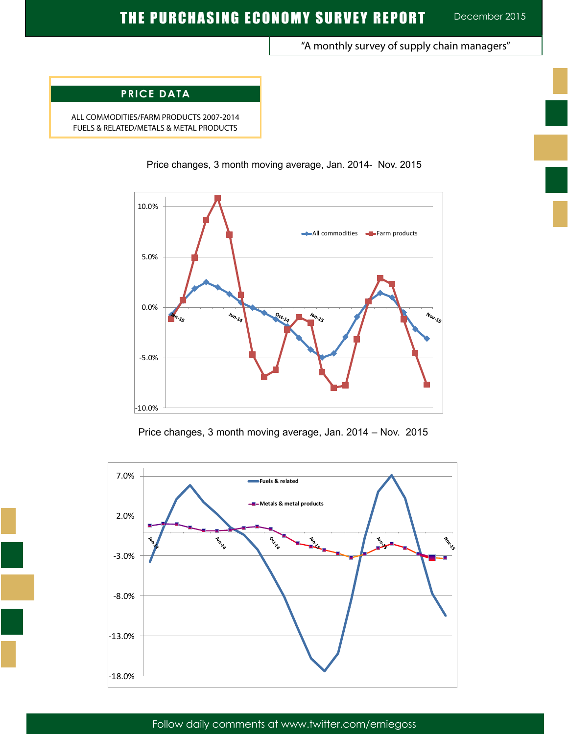# THE PURCHASING ECONOMY SURVEY REPORT

December 2015

"A monthly survey of supply chain managers"

## PRICE DATA

ALL COMMODITIES/FARM PRODUCTS 2007-2014
FUELS & RELATED/METALS & METAL PRODUCTS

Price changes, 3 month moving average, Jan. 2014- Nov. 2015

10.0%
5.0%
0.0%
-5.0%
-10.0%

All commodities
Farm products

Jan-15
Jun-14
Oct-14
Jan-15
Nov-15

Price changes, 3 month moving average, Jan. 2014 – Nov. 2015

7.0%
2.0%
-3.0%
-8.0%
-13.0%
-18.0%

Fuels & related
Metals & metal products

Jan-14
Jun-14
Oct-14
Jan-15
Jun-15
Nov-15

Follow daily comments at www.twitter.com/erniegoss